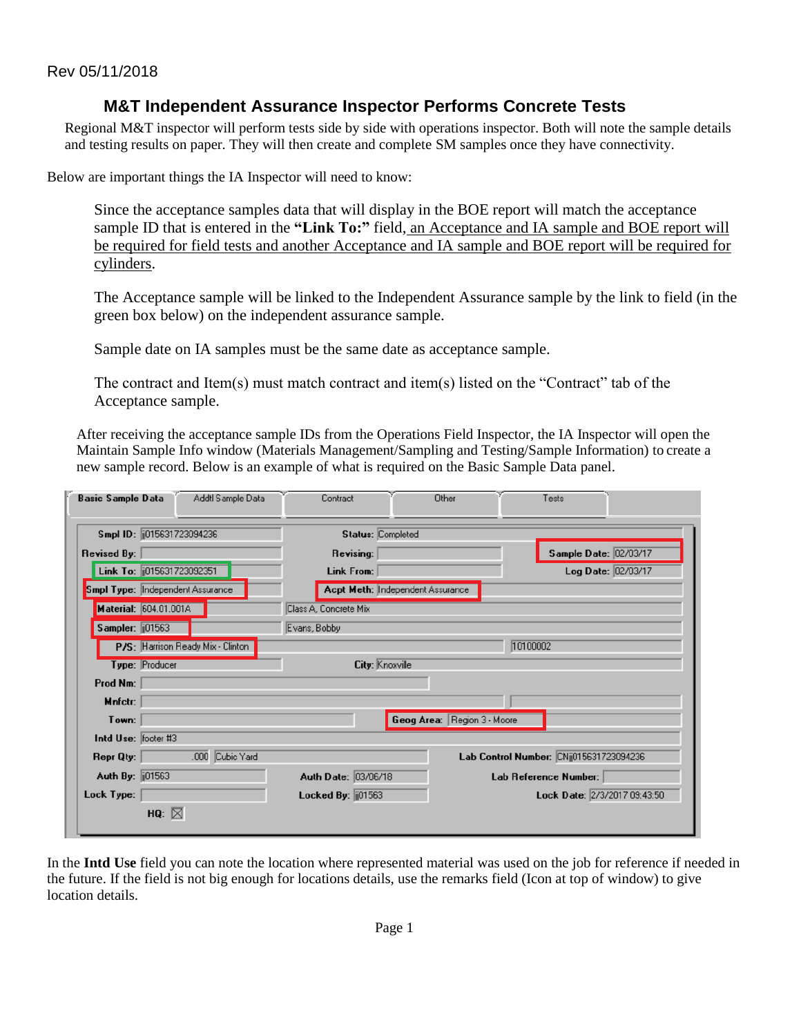Rev 05/11/2018

# M&T Independent Assurance Inspector Performs Concrete Tests

Regional M&T inspector will perform tests side by side with operations inspector. Both will note the sample details and testing results on paper. They will then create and complete SM samples once they have connectivity.

Below are important things the IA Inspector will need to know:

Since the acceptance samples data that will display in the BOE report will match the acceptance sample ID that is entered in the **"Link To:"** field, an Acceptance and IA sample and BOE report will be required for field tests and another Acceptance and IA sample and BOE report will be required for cylinders.

The Acceptance sample will be linked to the Independent Assurance sample by the link to field (in the green box below) on the independent assurance sample.

Sample date on IA samples must be the same date as acceptance sample.

The contract and Item(s) must match contract and item(s) listed on the "Contract" tab of the Acceptance sample.

After receiving the acceptance sample IDs from the Operations Field Inspector, the IA Inspector will open the Maintain Sample Info window (Materials Management/Sampling and Testing/Sample Information) to create a new sample record. Below is an example of what is required on the Basic Sample Data panel.

Tabs: Basic Sample Data | Addtl Sample Data | Contract | Other | Tests

| Field | Value | Field | Value | Field | Value |
|---|---|---|---|---|---|
| Smpl ID: | jj015631723094236 | Status: | Completed | | |
| Revised By: | | Revising: | | Sample Date: | 02/03/17 |
| Link To: | jj015631723092351 | Link From: | | Log Date: | 02/03/17 |
| Smpl Type: | Independent Assurance | Acpt Meth: | Independent Assurance | | |
| Material: | 604.01.001A | | Class A, Concrete Mix | | |
| Sampler: | jj01563 | | Evans, Bobby | | |
| P/S: | Harrison Ready Mix - Clinton | | | | 10100002 |
| Type: | Producer | City: | Knoxville | | |
| Prod Nm: | | | | | |
| Mnfctr: | | | | | |
| Town: | | Geog Area: | Region 3 - Moore | | |
| Intd Use: | footer #3 | | | | |
| Repr Qty: | .000 Cubic Yard | | | Lab Control Number: | CNjj015631723094236 |
| Auth By: | jj01563 | Auth Date: | 03/06/18 | Lab Reference Number: | |
| Lock Type: | | Locked By: | jj01563 | Lock Date: | 2/3/2017 09:43:50 |
| HQ: | ☒ | | | | |

In the **Intd Use** field you can note the location where represented material was used on the job for reference if needed in the future. If the field is not big enough for locations details, use the remarks field (Icon at top of window) to give location details.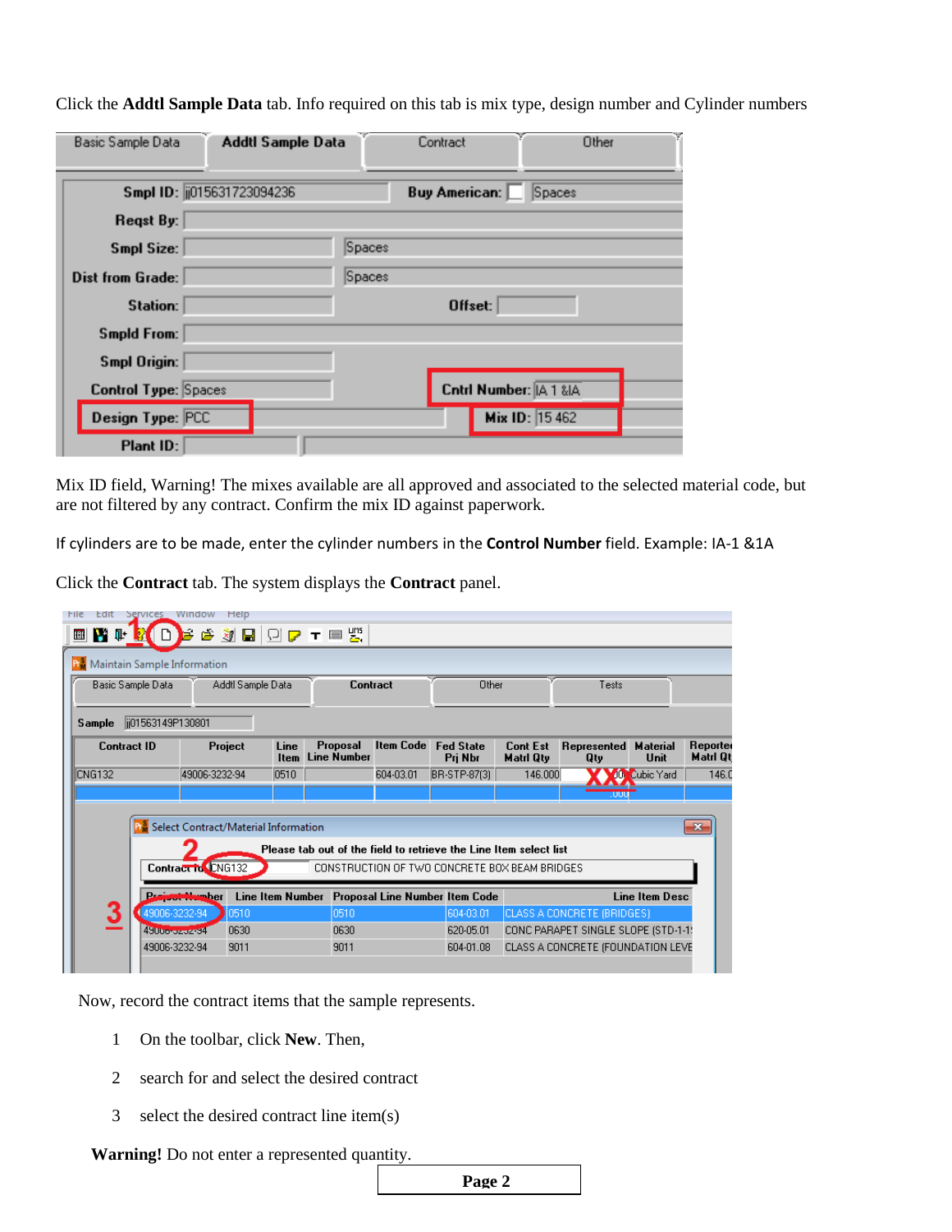Click the **Addtl Sample Data** tab. Info required on this tab is mix type, design number and Cylinder numbers

Mix ID field, Warning! The mixes available are all approved and associated to the selected material code, but are not filtered by any contract. Confirm the mix ID against paperwork.

If cylinders are to be made, enter the cylinder numbers in the **Control Number** field. Example: IA-1 &1A

Click the **Contract** tab. The system displays the **Contract** panel.

Now, record the contract items that the sample represents.

1. On the toolbar, click **New**. Then,
2. search for and select the desired contract
3. select the desired contract line item(s)

**Warning!** Do not enter a represented quantity.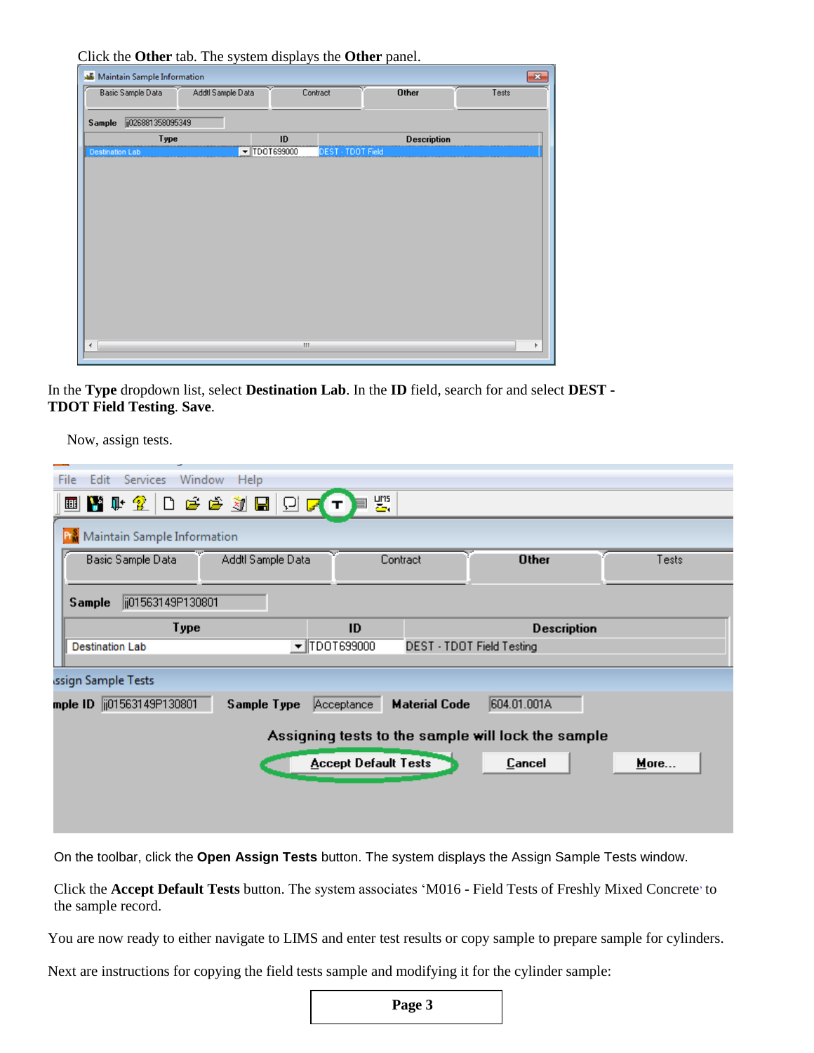Click the **Other** tab. The system displays the **Other** panel.

In the **Type** dropdown list, select **Destination Lab**. In the **ID** field, search for and select **DEST - TDOT Field Testing**. **Save**.

Now, assign tests.

On the toolbar, click the **Open Assign Tests** button. The system displays the Assign Sample Tests window.

Click the **Accept Default Tests** button. The system associates 'M016 - Field Tests of Freshly Mixed Concrete' to the sample record.

You are now ready to either navigate to LIMS and enter test results or copy sample to prepare sample for cylinders.

Next are instructions for copying the field tests sample and modifying it for the cylinder sample: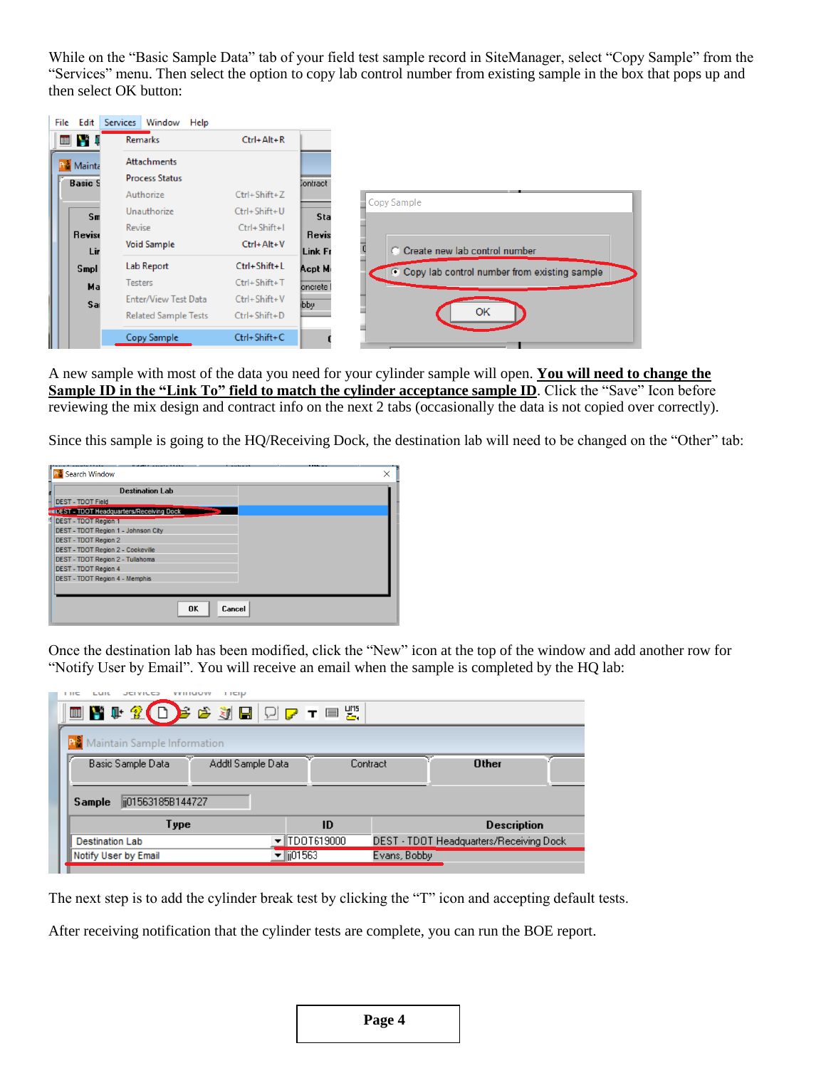While on the "Basic Sample Data" tab of your field test sample record in SiteManager, select "Copy Sample" from the "Services" menu. Then select the option to copy lab control number from existing sample in the box that pops up and then select OK button:

A new sample with most of the data you need for your cylinder sample will open. **<u>You will need to change the Sample ID in the "Link To" field to match the cylinder acceptance sample ID</u>**. Click the "Save" Icon before reviewing the mix design and contract info on the next 2 tabs (occasionally the data is not copied over correctly).

Since this sample is going to the HQ/Receiving Dock, the destination lab will need to be changed on the "Other" tab:

Once the destination lab has been modified, click the "New" icon at the top of the window and add another row for "Notify User by Email". You will receive an email when the sample is completed by the HQ lab:

The next step is to add the cylinder break test by clicking the "T" icon and accepting default tests.

After receiving notification that the cylinder tests are complete, you can run the BOE report.